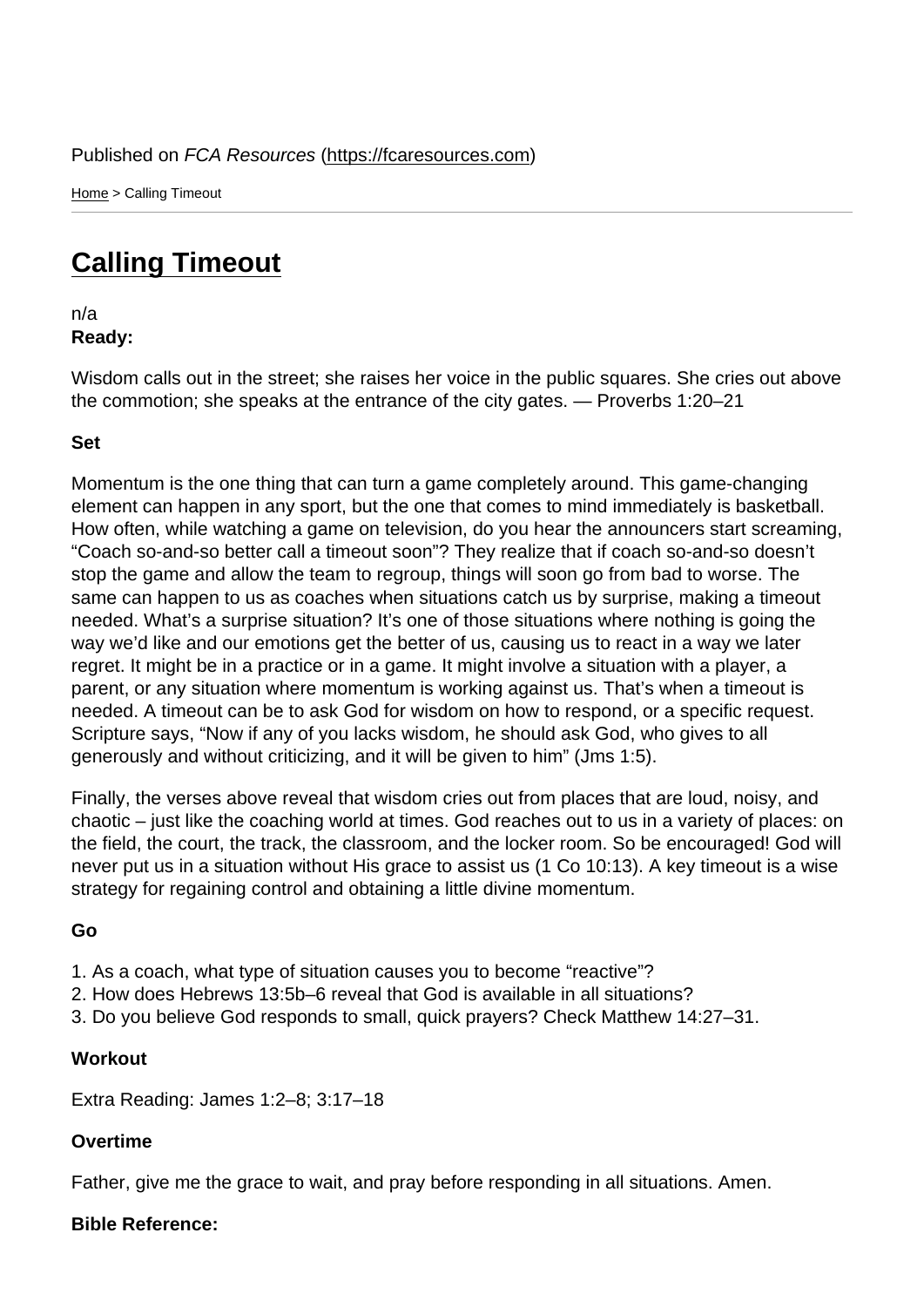Published on *FCA Resources* (https://fcaresources.com)

Home > Calling Timeout

# Calling Timeout

n/a

**Ready:**

Wisdom calls out in the street; she raises her voice in the public squares. She cries out above the commotion; she speaks at the entrance of the city gates. — Proverbs 1:20–21

**Set**

Momentum is the one thing that can turn a game completely around. This game-changing element can happen in any sport, but the one that comes to mind immediately is basketball. How often, while watching a game on television, do you hear the announcers start screaming, "Coach so-and-so better call a timeout soon"? They realize that if coach so-and-so doesn't stop the game and allow the team to regroup, things will soon go from bad to worse. The same can happen to us as coaches when situations catch us by surprise, making a timeout needed. What's a surprise situation? It's one of those situations where nothing is going the way we'd like and our emotions get the better of us, causing us to react in a way we later regret. It might be in a practice or in a game. It might involve a situation with a player, a parent, or any situation where momentum is working against us. That's when a timeout is needed. A timeout can be to ask God for wisdom on how to respond, or a specific request. Scripture says, "Now if any of you lacks wisdom, he should ask God, who gives to all generously and without criticizing, and it will be given to him" (Jms 1:5).

Finally, the verses above reveal that wisdom cries out from places that are loud, noisy, and chaotic – just like the coaching world at times. God reaches out to us in a variety of places: on the field, the court, the track, the classroom, and the locker room. So be encouraged! God will never put us in a situation without His grace to assist us (1 Co 10:13). A key timeout is a wise strategy for regaining control and obtaining a little divine momentum.

**Go**

1. As a coach, what type of situation causes you to become "reactive"?
2. How does Hebrews 13:5b–6 reveal that God is available in all situations?
3. Do you believe God responds to small, quick prayers? Check Matthew 14:27–31.

**Workout**

Extra Reading: James 1:2–8; 3:17–18

**Overtime**

Father, give me the grace to wait, and pray before responding in all situations. Amen.

**Bible Reference:**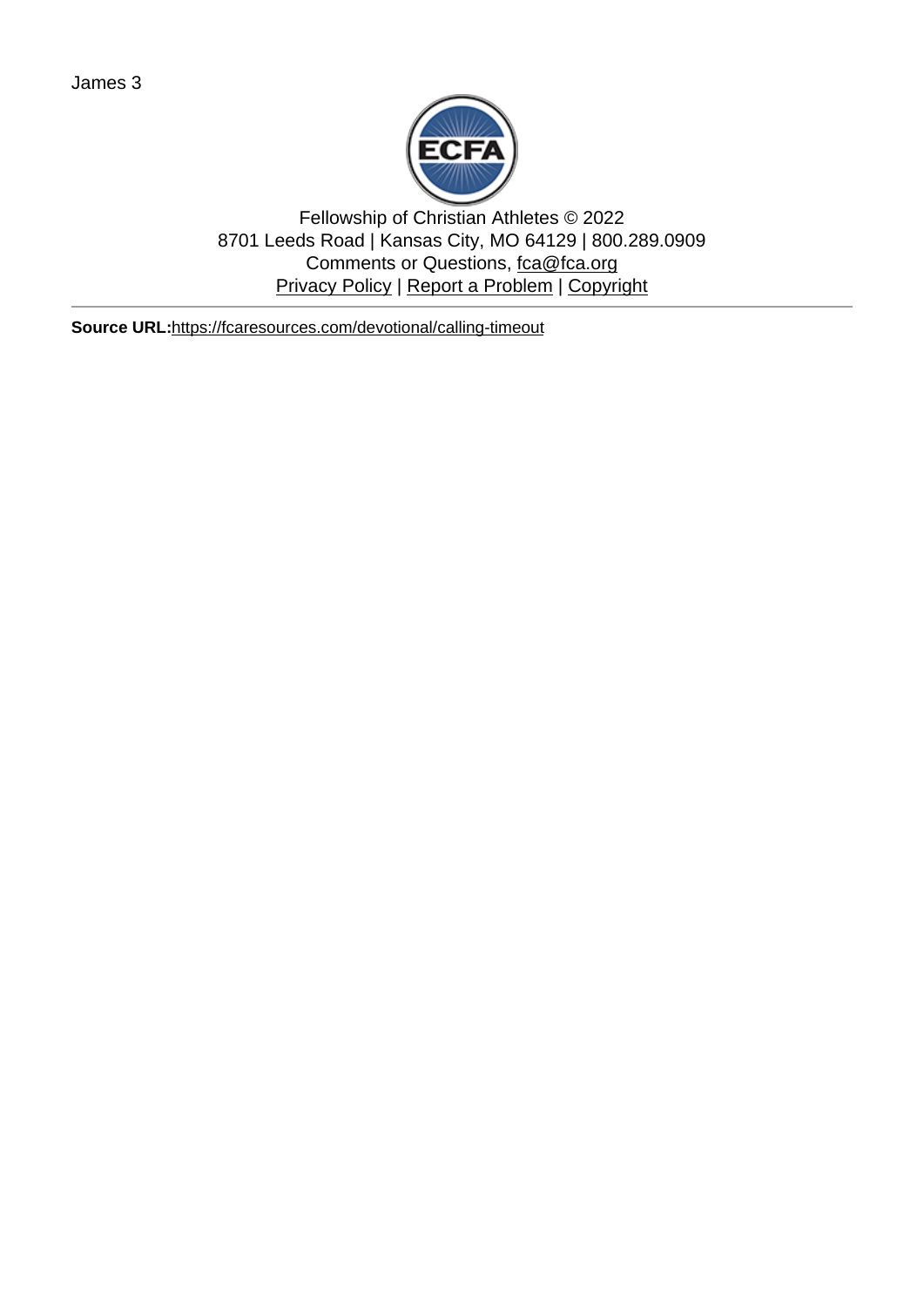James 3

Fellowship of Christian Athletes © 2022
8701 Leeds Road | Kansas City, MO 64129 | 800.289.0909
Comments or Questions, fca@fca.org
Privacy Policy | Report a Problem | Copyright

---

**Source URL:**https://fcaresources.com/devotional/calling-timeout